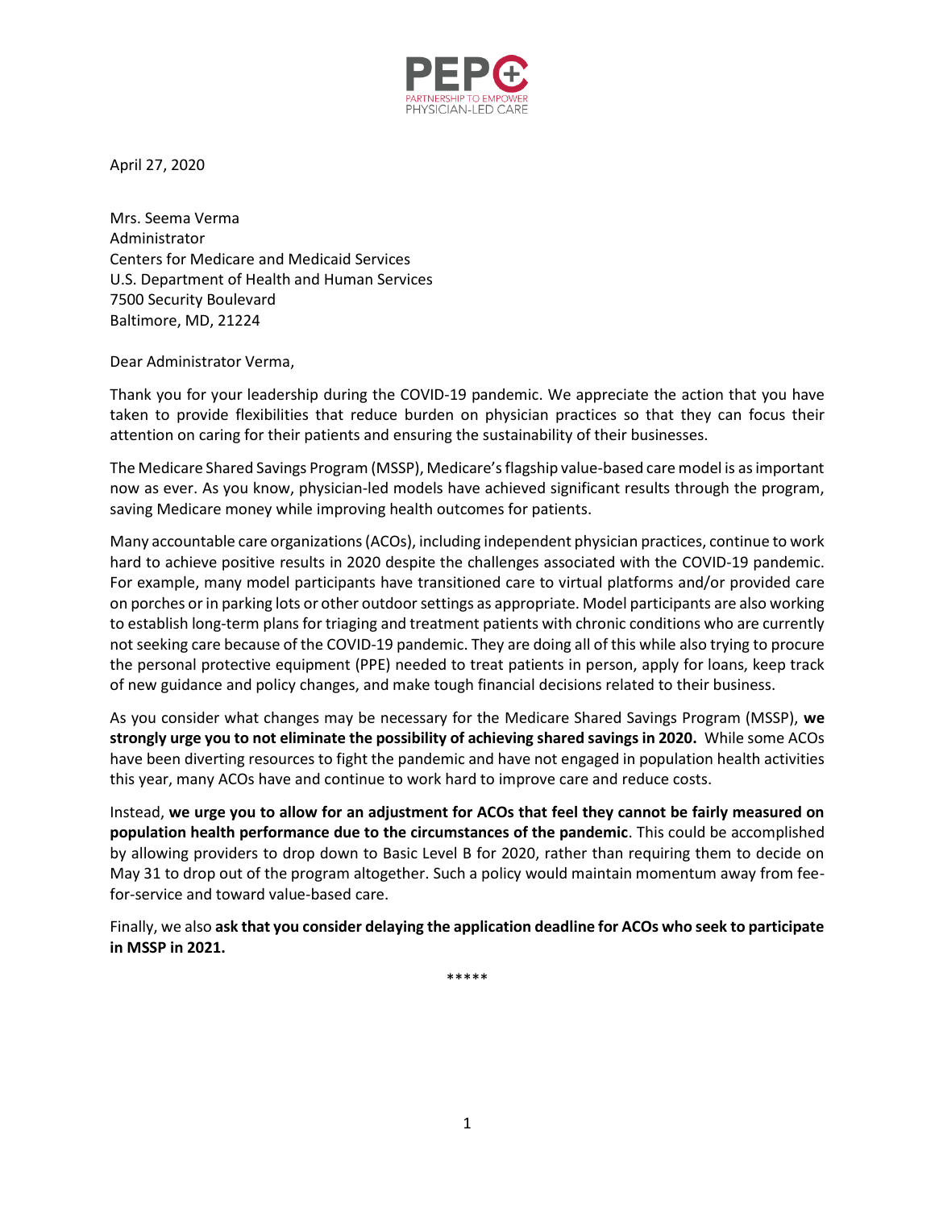PEPC
PARTNERSHIP TO EMPOWER
PHYSICIAN-LED CARE

April 27, 2020

Mrs. Seema Verma
Administrator
Centers for Medicare and Medicaid Services
U.S. Department of Health and Human Services
7500 Security Boulevard
Baltimore, MD, 21224

Dear Administrator Verma,

Thank you for your leadership during the COVID-19 pandemic. We appreciate the action that you have taken to provide flexibilities that reduce burden on physician practices so that they can focus their attention on caring for their patients and ensuring the sustainability of their businesses.

The Medicare Shared Savings Program (MSSP), Medicare's flagship value-based care model is as important now as ever. As you know, physician-led models have achieved significant results through the program, saving Medicare money while improving health outcomes for patients.

Many accountable care organizations (ACOs), including independent physician practices, continue to work hard to achieve positive results in 2020 despite the challenges associated with the COVID-19 pandemic. For example, many model participants have transitioned care to virtual platforms and/or provided care on porches or in parking lots or other outdoor settings as appropriate. Model participants are also working to establish long-term plans for triaging and treatment patients with chronic conditions who are currently not seeking care because of the COVID-19 pandemic. They are doing all of this while also trying to procure the personal protective equipment (PPE) needed to treat patients in person, apply for loans, keep track of new guidance and policy changes, and make tough financial decisions related to their business.

As you consider what changes may be necessary for the Medicare Shared Savings Program (MSSP), **we strongly urge you to not eliminate the possibility of achieving shared savings in 2020.** While some ACOs have been diverting resources to fight the pandemic and have not engaged in population health activities this year, many ACOs have and continue to work hard to improve care and reduce costs.

Instead, **we urge you to allow for an adjustment for ACOs that feel they cannot be fairly measured on population health performance due to the circumstances of the pandemic**. This could be accomplished by allowing providers to drop down to Basic Level B for 2020, rather than requiring them to decide on May 31 to drop out of the program altogether. Such a policy would maintain momentum away from fee-for-service and toward value-based care.

Finally, we also **ask that you consider delaying the application deadline for ACOs who seek to participate in MSSP in 2021.**

*****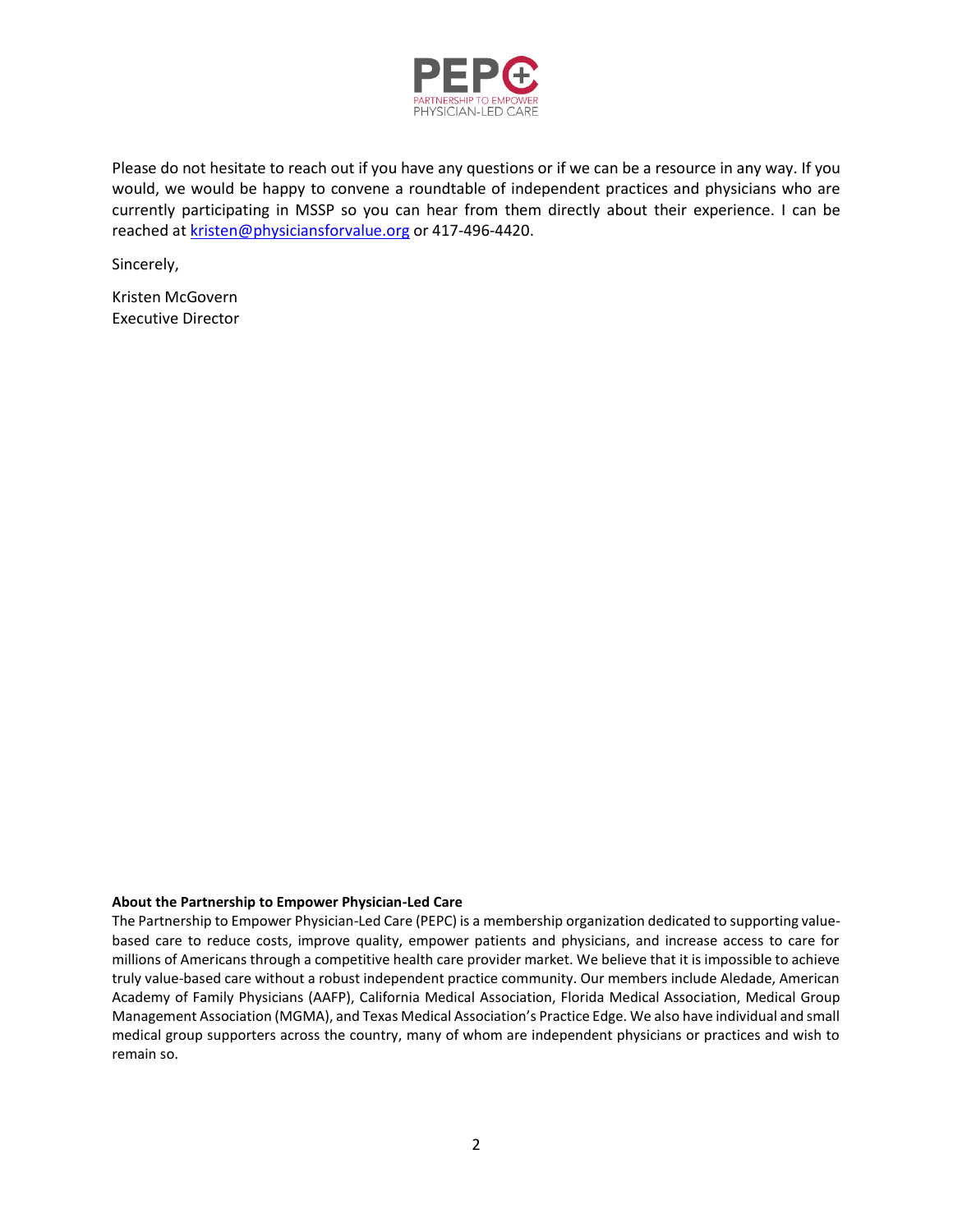Please do not hesitate to reach out if you have any questions or if we can be a resource in any way. If you would, we would be happy to convene a roundtable of independent practices and physicians who are currently participating in MSSP so you can hear from them directly about their experience. I can be reached at [kristen@physiciansforvalue.org](mailto:kristen@physiciansforvalue.org) or 417-496-4420.

Sincerely,

Kristen McGovern
Executive Director

**About the Partnership to Empower Physician-Led Care**

The Partnership to Empower Physician-Led Care (PEPC) is a membership organization dedicated to supporting value-based care to reduce costs, improve quality, empower patients and physicians, and increase access to care for millions of Americans through a competitive health care provider market. We believe that it is impossible to achieve truly value-based care without a robust independent practice community. Our members include Aledade, American Academy of Family Physicians (AAFP), California Medical Association, Florida Medical Association, Medical Group Management Association (MGMA), and Texas Medical Association's Practice Edge. We also have individual and small medical group supporters across the country, many of whom are independent physicians or practices and wish to remain so.